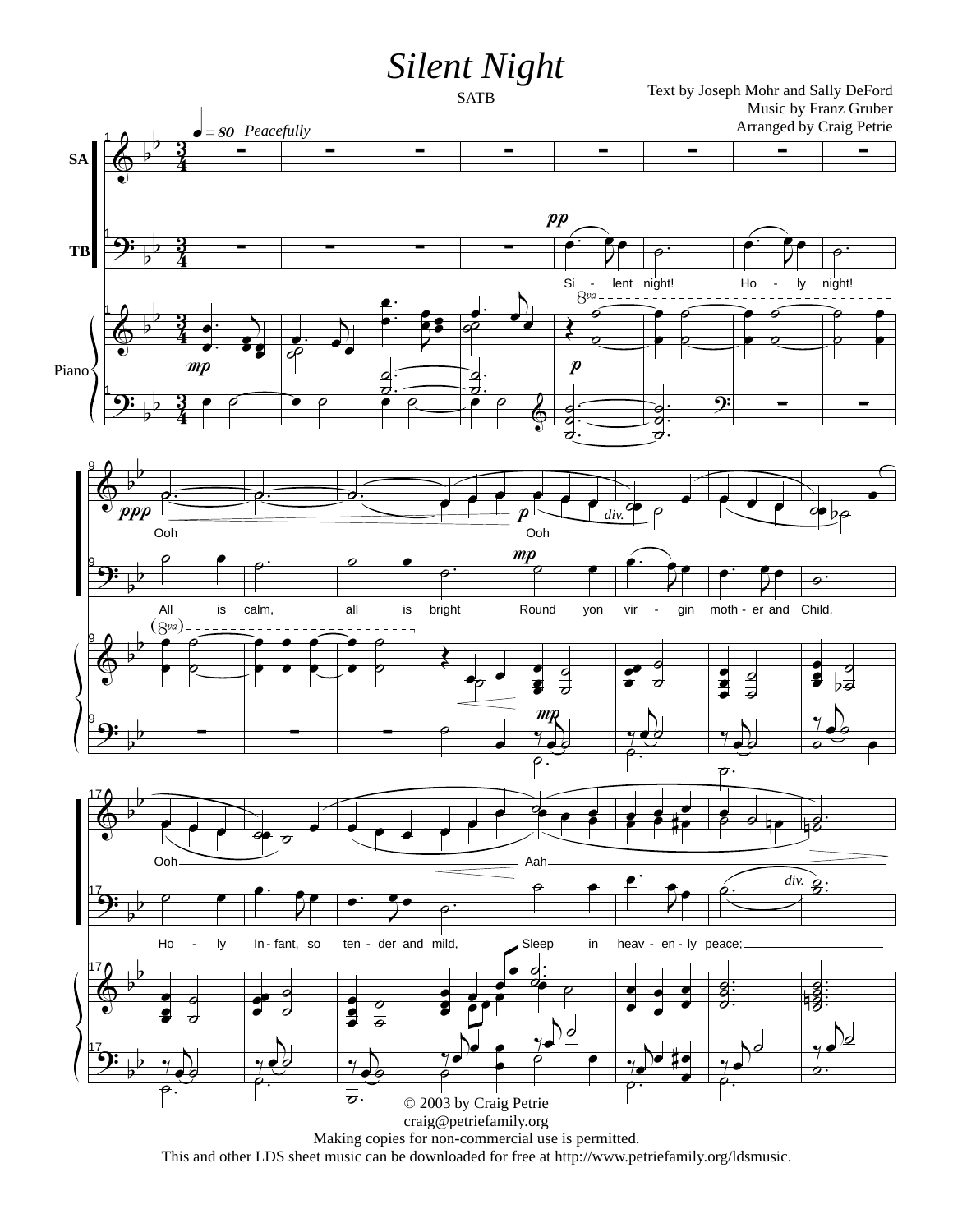# Silent Night

SATB

Text by Joseph Mohr and Sally DeFord
Music by Franz Gruber
Arranged by Craig Petrie

© 2003 by Craig Petrie
craig@petriefamily.org
Making copies for non-commercial use is permitted.
This and other LDS sheet music can be downloaded for free at http://www.petriefamily.org/ldsmusic.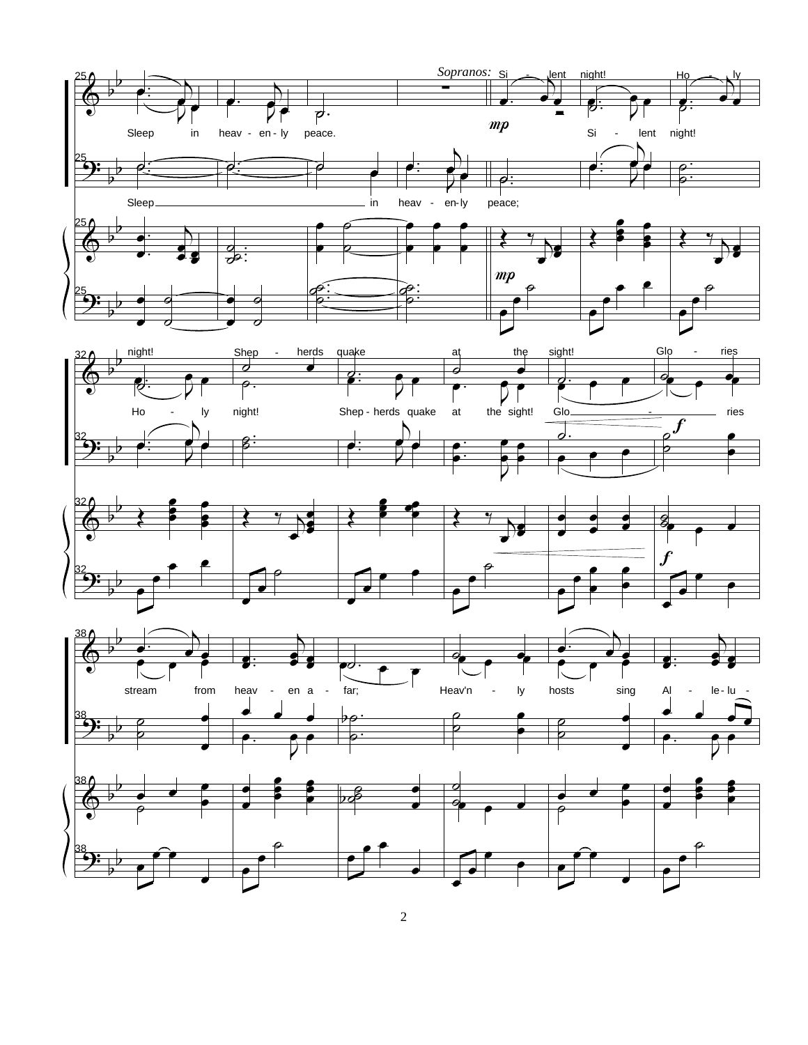*Sopranos:* Si - lent night! Ho - ly night! Shep - herds quake at the sight! Glo - ries stream from heav - en a - far; Heav'n - ly hosts sing Al - le - lu -

Sleep in heav - en - ly peace. Si - lent night! Ho - ly night! Shep - herds quake at the sight! Glo - ries stream from heav - en a - far; Heav'n - ly hosts sing Al - le - lu -

Sleep in heav - en - ly peace;

*mp* *mp* *f* *f*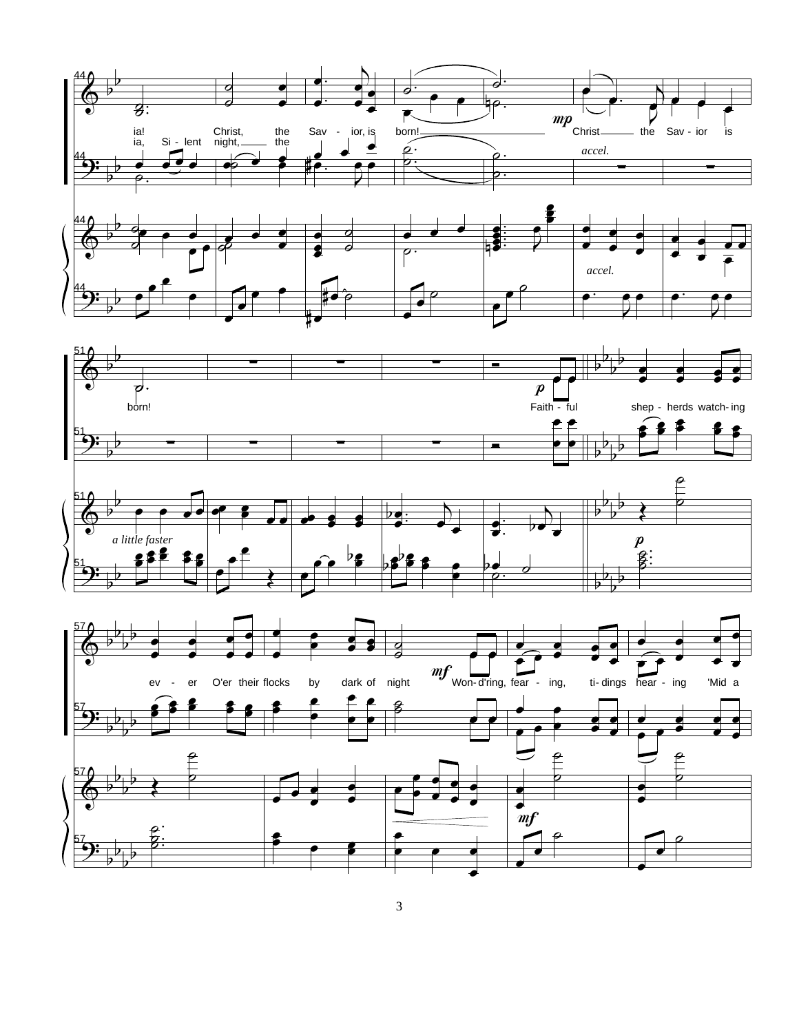ia! Christ, the Sav - ior, is born! Christ the Sav - ior is

ia, Si - lent night, the

*mp*

*accel.*

*accel.*

born! Faith - ful shep - herds watch - ing

*a little faster*

*p*

ev - er O'er their flocks by dark of night Won - d'ring, fear - ing, ti - dings hear - ing 'Mid a

*mf*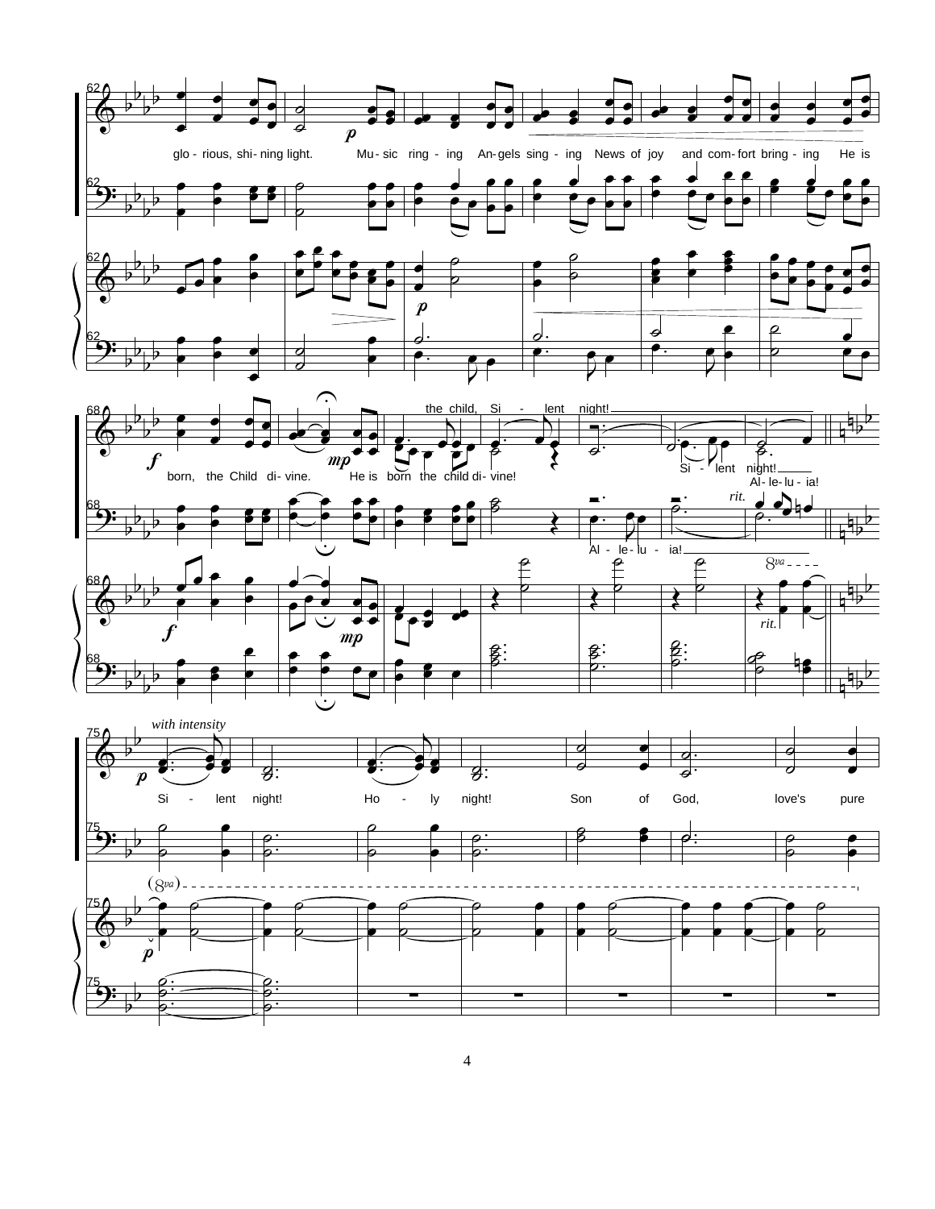glo - rious, shi - ning light. Mu - sic ring - ing An - gels sing - ing News of joy and com - fort bring - ing He is

born, the Child di - vine. He is born the child di - vine! the child, Si - lent night! Si - lent night! Al - le - lu - ia!

Al - le - lu - ia!

*rit.*

*with intensity*

Si - lent night! Ho - ly night! Son of God, love's pure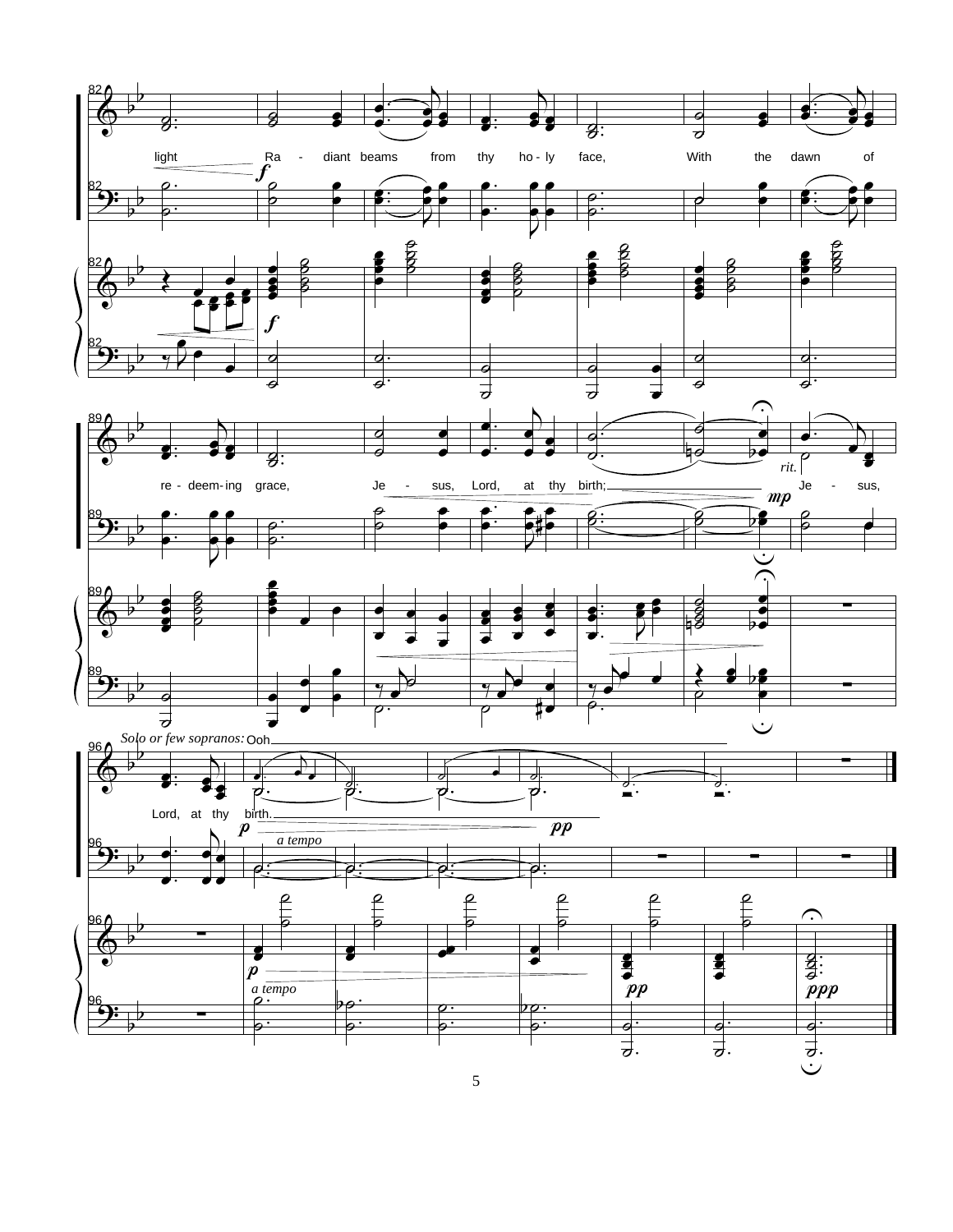light Ra - diant beams from thy ho - ly face, With the dawn of

re - deem - ing grace, Je - sus, Lord, at thy birth; Je - sus,

*rit.*

*Solo or few sopranos:* Ooh

Lord, at thy birth.

*a tempo*